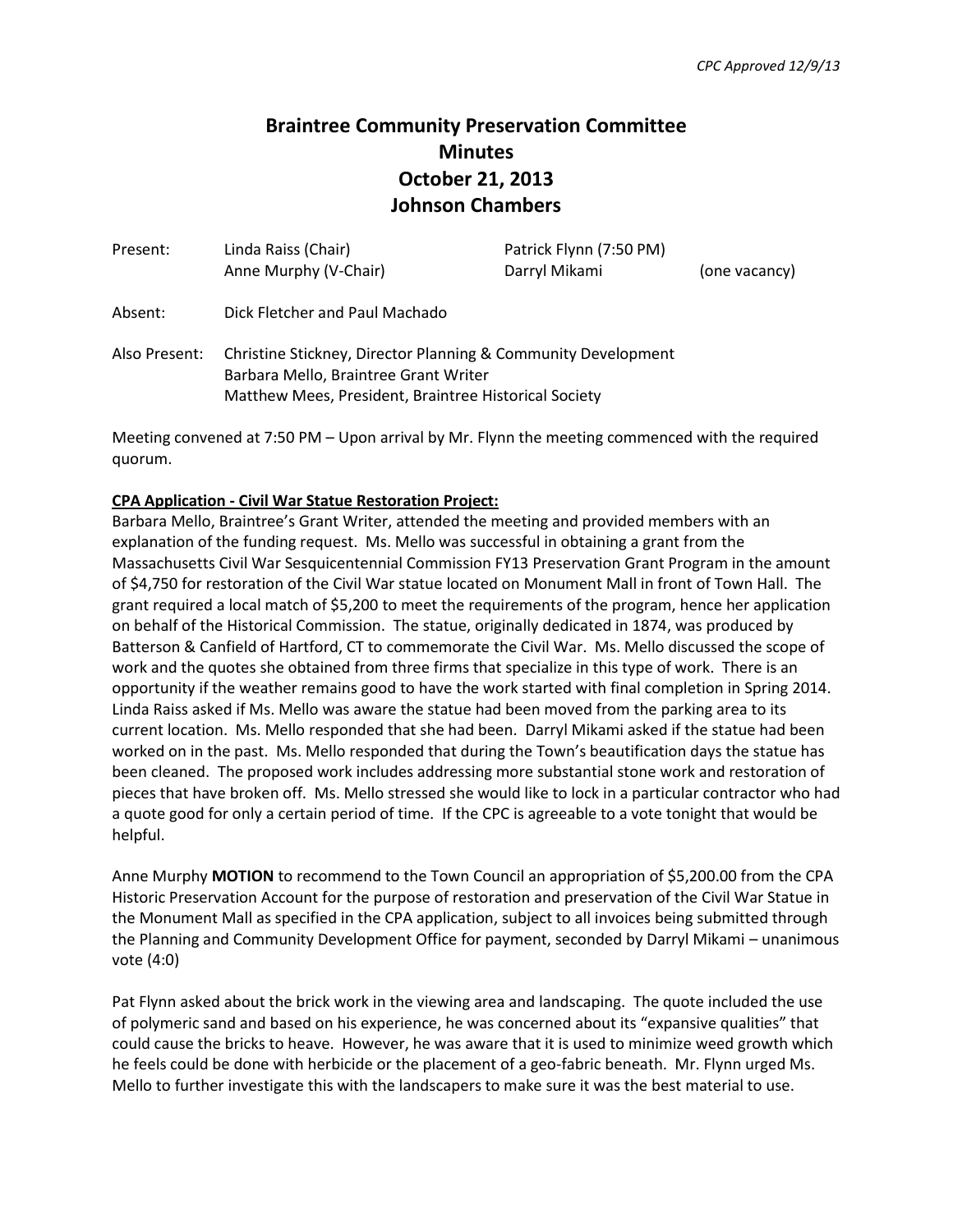*CPC Approved 12/9/13*

# Braintree Community Preservation Committee
# Minutes
# October 21, 2013
# Johnson Chambers

| | | | |
|---|---|---|---|
| Present: | Linda Raiss (Chair) | Patrick Flynn (7:50 PM) | |
| | Anne Murphy (V-Chair) | Darryl Mikami | (one vacancy) |

Absent: Dick Fletcher and Paul Machado

Also Present: Christine Stickney, Director Planning & Community Development
Barbara Mello, Braintree Grant Writer
Matthew Mees, President, Braintree Historical Society

Meeting convened at 7:50 PM – Upon arrival by Mr. Flynn the meeting commenced with the required quorum.

**CPA Application - Civil War Statue Restoration Project:**

Barbara Mello, Braintree's Grant Writer, attended the meeting and provided members with an explanation of the funding request. Ms. Mello was successful in obtaining a grant from the Massachusetts Civil War Sesquicentennial Commission FY13 Preservation Grant Program in the amount of $4,750 for restoration of the Civil War statue located on Monument Mall in front of Town Hall. The grant required a local match of $5,200 to meet the requirements of the program, hence her application on behalf of the Historical Commission. The statue, originally dedicated in 1874, was produced by Batterson & Canfield of Hartford, CT to commemorate the Civil War. Ms. Mello discussed the scope of work and the quotes she obtained from three firms that specialize in this type of work. There is an opportunity if the weather remains good to have the work started with final completion in Spring 2014. Linda Raiss asked if Ms. Mello was aware the statue had been moved from the parking area to its current location. Ms. Mello responded that she had been. Darryl Mikami asked if the statue had been worked on in the past. Ms. Mello responded that during the Town's beautification days the statue has been cleaned. The proposed work includes addressing more substantial stone work and restoration of pieces that have broken off. Ms. Mello stressed she would like to lock in a particular contractor who had a quote good for only a certain period of time. If the CPC is agreeable to a vote tonight that would be helpful.

Anne Murphy **MOTION** to recommend to the Town Council an appropriation of $5,200.00 from the CPA Historic Preservation Account for the purpose of restoration and preservation of the Civil War Statue in the Monument Mall as specified in the CPA application, subject to all invoices being submitted through the Planning and Community Development Office for payment, seconded by Darryl Mikami – unanimous vote (4:0)

Pat Flynn asked about the brick work in the viewing area and landscaping. The quote included the use of polymeric sand and based on his experience, he was concerned about its "expansive qualities" that could cause the bricks to heave. However, he was aware that it is used to minimize weed growth which he feels could be done with herbicide or the placement of a geo-fabric beneath. Mr. Flynn urged Ms. Mello to further investigate this with the landscapers to make sure it was the best material to use.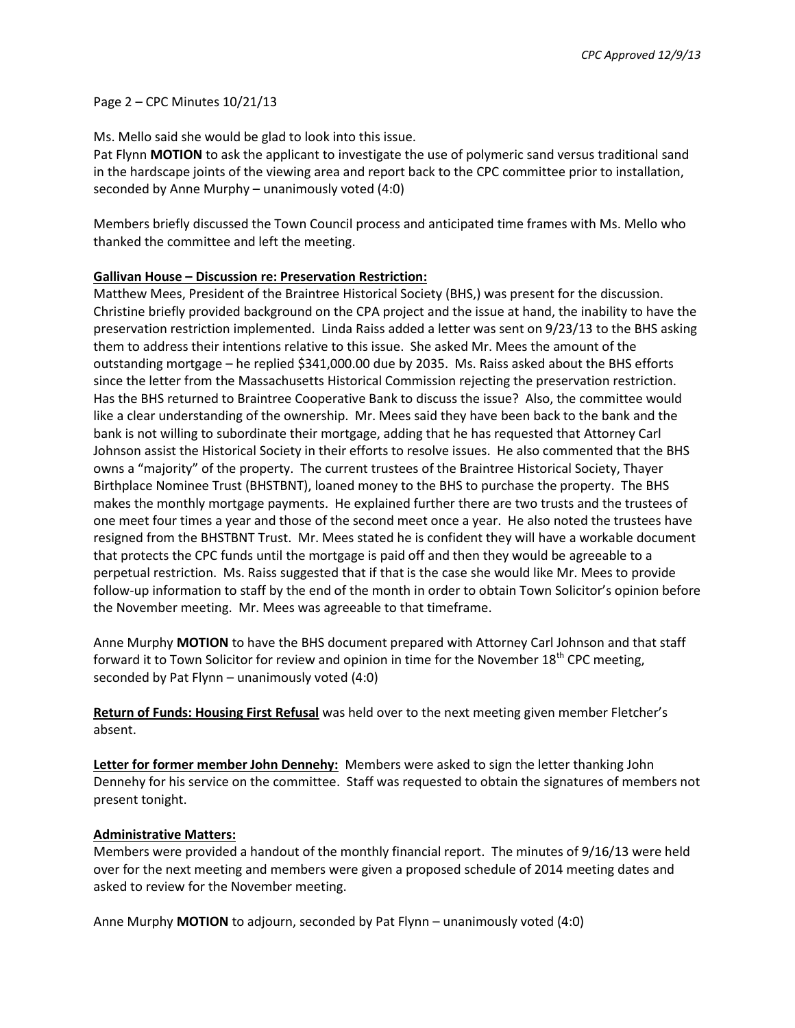Page 2 – CPC Minutes 10/21/13

Ms. Mello said she would be glad to look into this issue.
Pat Flynn **MOTION** to ask the applicant to investigate the use of polymeric sand versus traditional sand in the hardscape joints of the viewing area and report back to the CPC committee prior to installation, seconded by Anne Murphy – unanimously voted (4:0)

Members briefly discussed the Town Council process and anticipated time frames with Ms. Mello who thanked the committee and left the meeting.

**Gallivan House – Discussion re: Preservation Restriction:**
Matthew Mees, President of the Braintree Historical Society (BHS,) was present for the discussion. Christine briefly provided background on the CPA project and the issue at hand, the inability to have the preservation restriction implemented. Linda Raiss added a letter was sent on 9/23/13 to the BHS asking them to address their intentions relative to this issue. She asked Mr. Mees the amount of the outstanding mortgage – he replied $341,000.00 due by 2035. Ms. Raiss asked about the BHS efforts since the letter from the Massachusetts Historical Commission rejecting the preservation restriction. Has the BHS returned to Braintree Cooperative Bank to discuss the issue? Also, the committee would like a clear understanding of the ownership. Mr. Mees said they have been back to the bank and the bank is not willing to subordinate their mortgage, adding that he has requested that Attorney Carl Johnson assist the Historical Society in their efforts to resolve issues. He also commented that the BHS owns a "majority" of the property. The current trustees of the Braintree Historical Society, Thayer Birthplace Nominee Trust (BHSTBNT), loaned money to the BHS to purchase the property. The BHS makes the monthly mortgage payments. He explained further there are two trusts and the trustees of one meet four times a year and those of the second meet once a year. He also noted the trustees have resigned from the BHSTBNT Trust. Mr. Mees stated he is confident they will have a workable document that protects the CPC funds until the mortgage is paid off and then they would be agreeable to a perpetual restriction. Ms. Raiss suggested that if that is the case she would like Mr. Mees to provide follow-up information to staff by the end of the month in order to obtain Town Solicitor's opinion before the November meeting. Mr. Mees was agreeable to that timeframe.

Anne Murphy **MOTION** to have the BHS document prepared with Attorney Carl Johnson and that staff forward it to Town Solicitor for review and opinion in time for the November 18th CPC meeting, seconded by Pat Flynn – unanimously voted (4:0)

**Return of Funds: Housing First Refusal** was held over to the next meeting given member Fletcher's absent.

**Letter for former member John Dennehy:** Members were asked to sign the letter thanking John Dennehy for his service on the committee. Staff was requested to obtain the signatures of members not present tonight.

**Administrative Matters:**
Members were provided a handout of the monthly financial report. The minutes of 9/16/13 were held over for the next meeting and members were given a proposed schedule of 2014 meeting dates and asked to review for the November meeting.

Anne Murphy **MOTION** to adjourn, seconded by Pat Flynn – unanimously voted (4:0)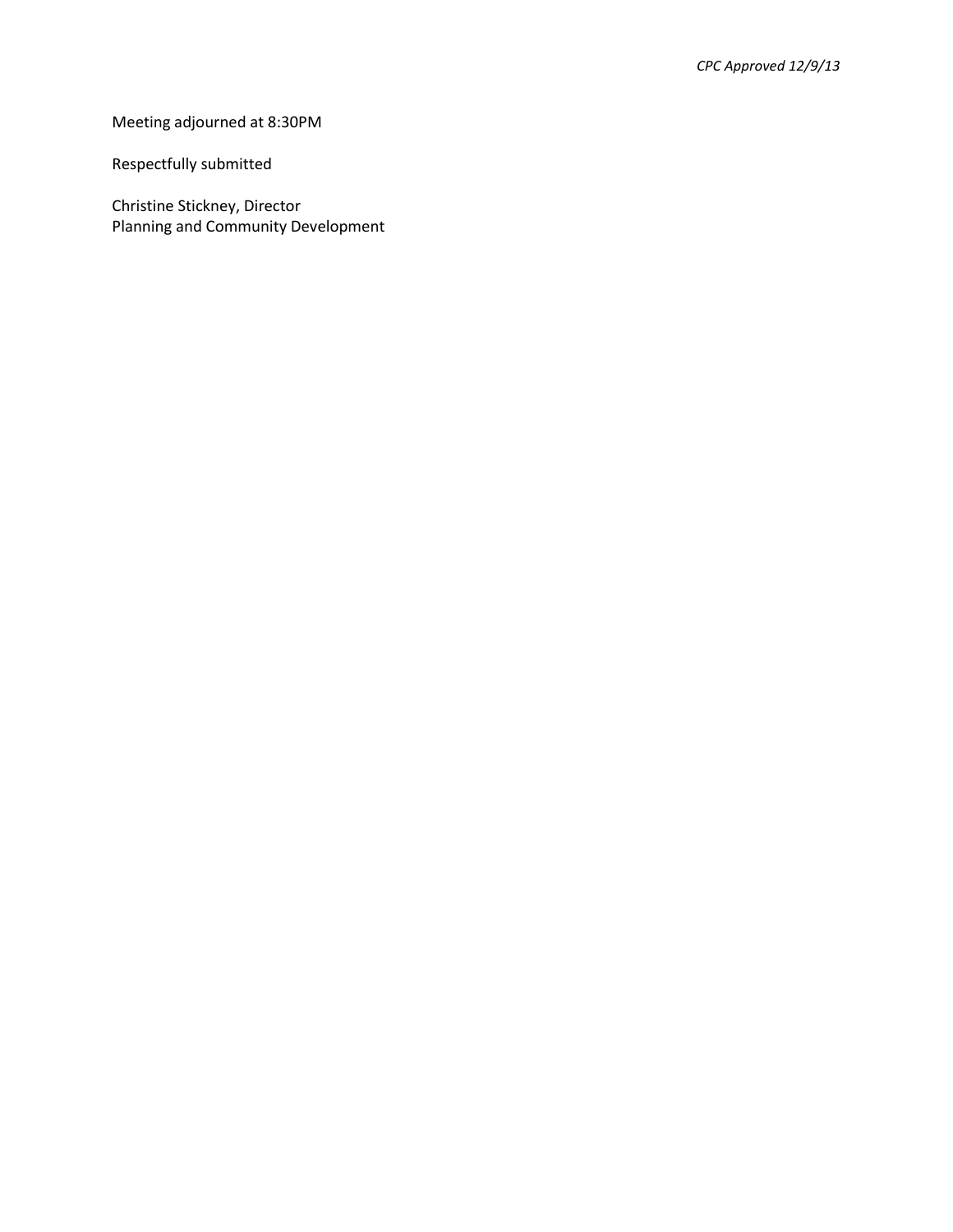Meeting adjourned at 8:30PM

Respectfully submitted

Christine Stickney, Director
Planning and Community Development